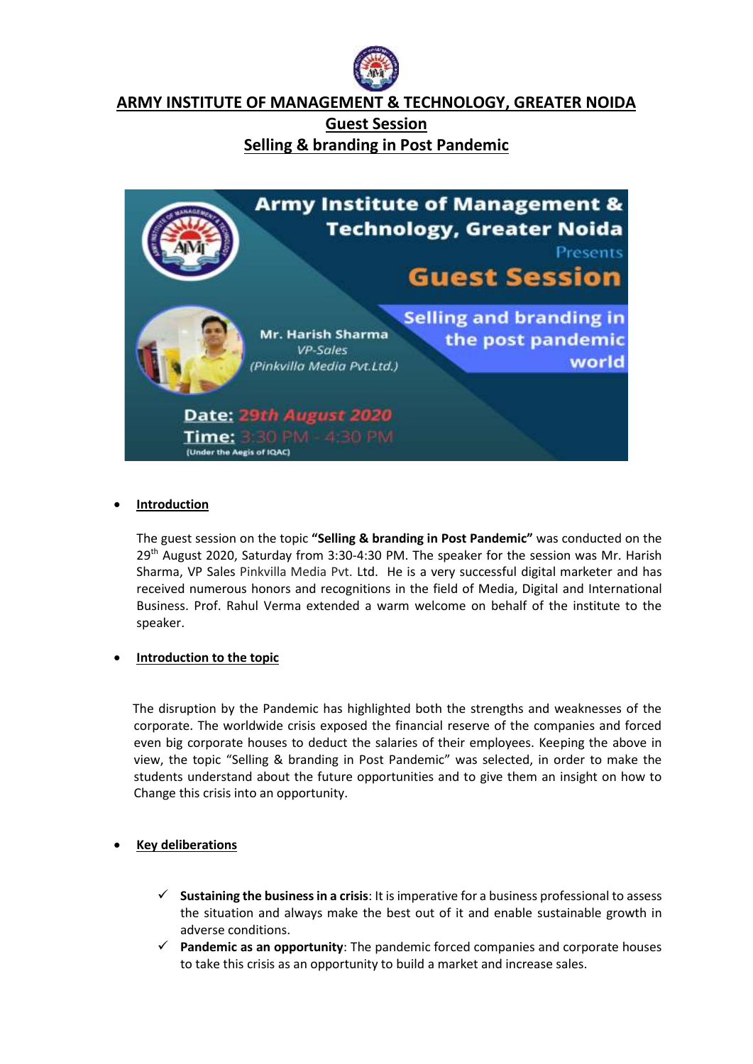# ARMY INSTITUTE OF MANAGEMENT & TECHNOLOGY, GREATER NOIDA

## Guest Session

## Selling & branding in Post Pandemic

Army Institute of Management & Technology, Greater Noida

Presents

Guest Session

Selling and branding in the post pandemic world

Mr. Harish Sharma
*VP-Sales*
*(Pinkvilla Media Pvt.Ltd.)*

Date: *29th August 2020*
Time: 3:30 PM - 4:30 PM
(Under the Aegis of IQAC)

- **Introduction**

  The guest session on the topic **"Selling & branding in Post Pandemic"** was conducted on the 29th August 2020, Saturday from 3:30-4:30 PM. The speaker for the session was Mr. Harish Sharma, VP Sales Pinkvilla Media Pvt. Ltd. He is a very successful digital marketer and has received numerous honors and recognitions in the field of Media, Digital and International Business. Prof. Rahul Verma extended a warm welcome on behalf of the institute to the speaker.

- **Introduction to the topic**

  The disruption by the Pandemic has highlighted both the strengths and weaknesses of the corporate. The worldwide crisis exposed the financial reserve of the companies and forced even big corporate houses to deduct the salaries of their employees. Keeping the above in view, the topic "Selling & branding in Post Pandemic" was selected, in order to make the students understand about the future opportunities and to give them an insight on how to Change this crisis into an opportunity.

- **Key deliberations**

  - ✓ **Sustaining the business in a crisis**: It is imperative for a business professional to assess the situation and always make the best out of it and enable sustainable growth in adverse conditions.
  - ✓ **Pandemic as an opportunity**: The pandemic forced companies and corporate houses to take this crisis as an opportunity to build a market and increase sales.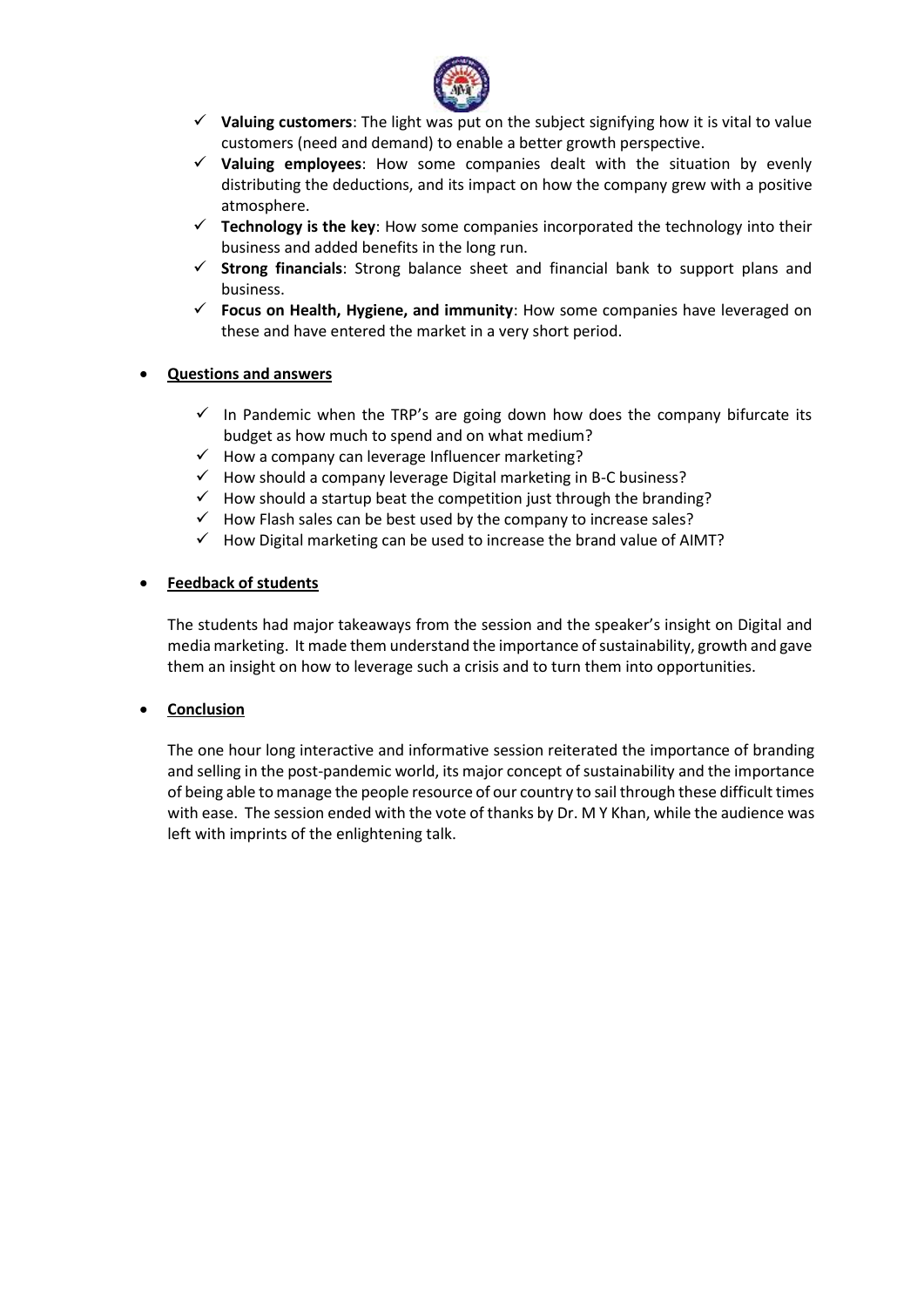- ✓ **Valuing customers**: The light was put on the subject signifying how it is vital to value customers (need and demand) to enable a better growth perspective.
- ✓ **Valuing employees**: How some companies dealt with the situation by evenly distributing the deductions, and its impact on how the company grew with a positive atmosphere.
- ✓ **Technology is the key**: How some companies incorporated the technology into their business and added benefits in the long run.
- ✓ **Strong financials**: Strong balance sheet and financial bank to support plans and business.
- ✓ **Focus on Health, Hygiene, and immunity**: How some companies have leveraged on these and have entered the market in a very short period.

- **<u>Questions and answers</u>**

  - ✓ In Pandemic when the TRP's are going down how does the company bifurcate its budget as how much to spend and on what medium?
  - ✓ How a company can leverage Influencer marketing?
  - ✓ How should a company leverage Digital marketing in B-C business?
  - ✓ How should a startup beat the competition just through the branding?
  - ✓ How Flash sales can be best used by the company to increase sales?
  - ✓ How Digital marketing can be used to increase the brand value of AIMT?

- **<u>Feedback of students</u>**

  The students had major takeaways from the session and the speaker's insight on Digital and media marketing. It made them understand the importance of sustainability, growth and gave them an insight on how to leverage such a crisis and to turn them into opportunities.

- **<u>Conclusion</u>**

  The one hour long interactive and informative session reiterated the importance of branding and selling in the post-pandemic world, its major concept of sustainability and the importance of being able to manage the people resource of our country to sail through these difficult times with ease. The session ended with the vote of thanks by Dr. M Y Khan, while the audience was left with imprints of the enlightening talk.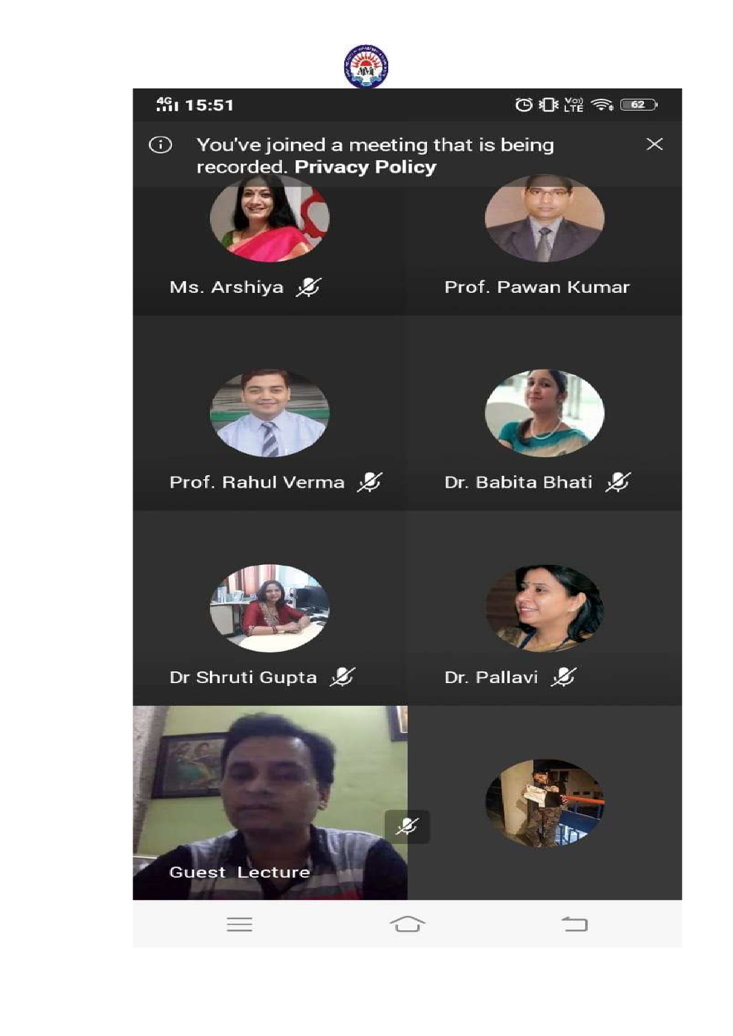15:51

You've joined a meeting that is being recorded. **Privacy Policy**

Ms. Arshiya

Prof. Pawan Kumar

Prof. Rahul Verma

Dr. Babita Bhati

Dr Shruti Gupta

Dr. Pallavi

Guest Lecture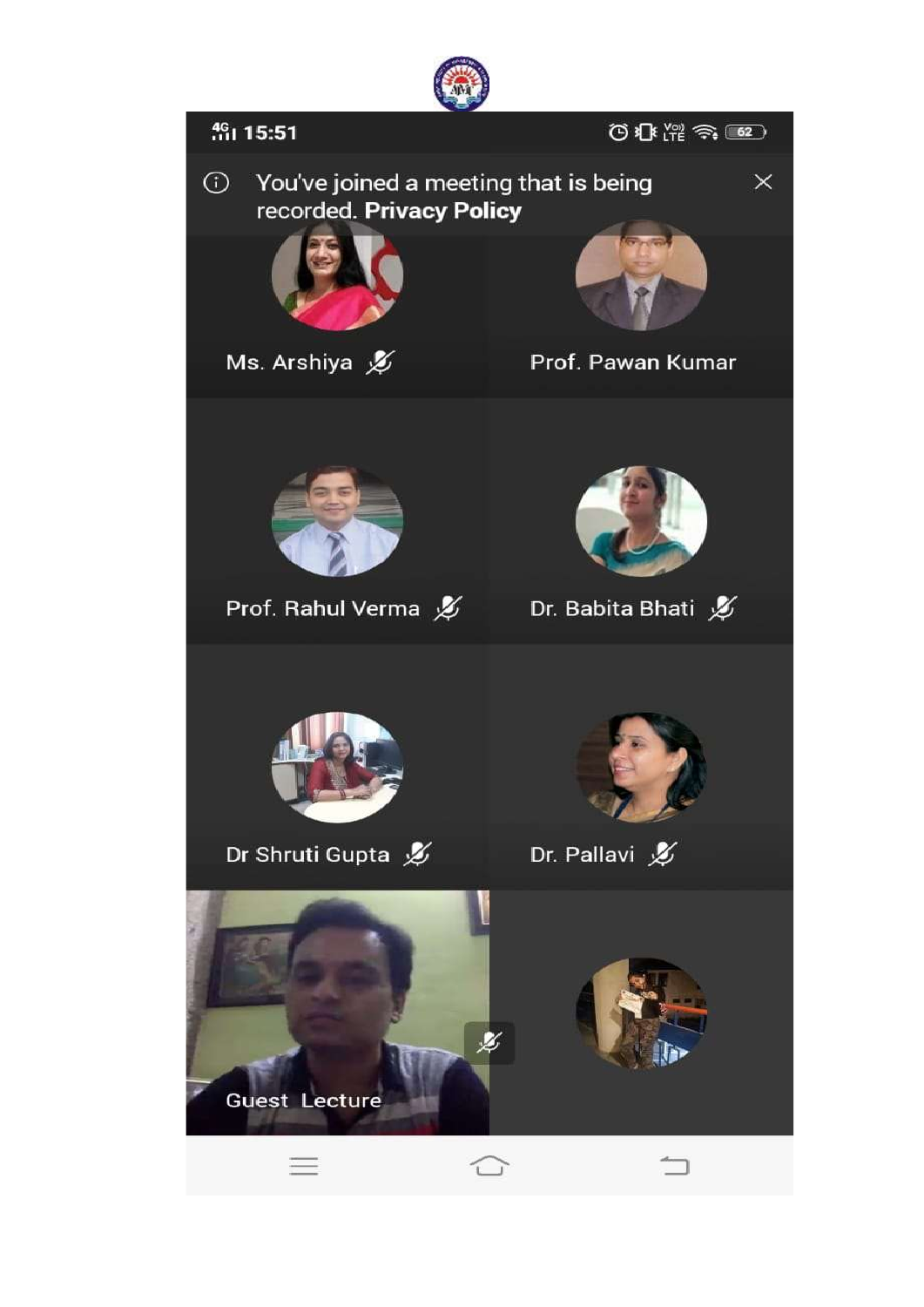4G 15:51

62

You've joined a meeting that is being recorded. **Privacy Policy**

Ms. Arshiya

Prof. Pawan Kumar

Prof. Rahul Verma

Dr. Babita Bhati

Dr Shruti Gupta

Dr. Pallavi

Guest Lecture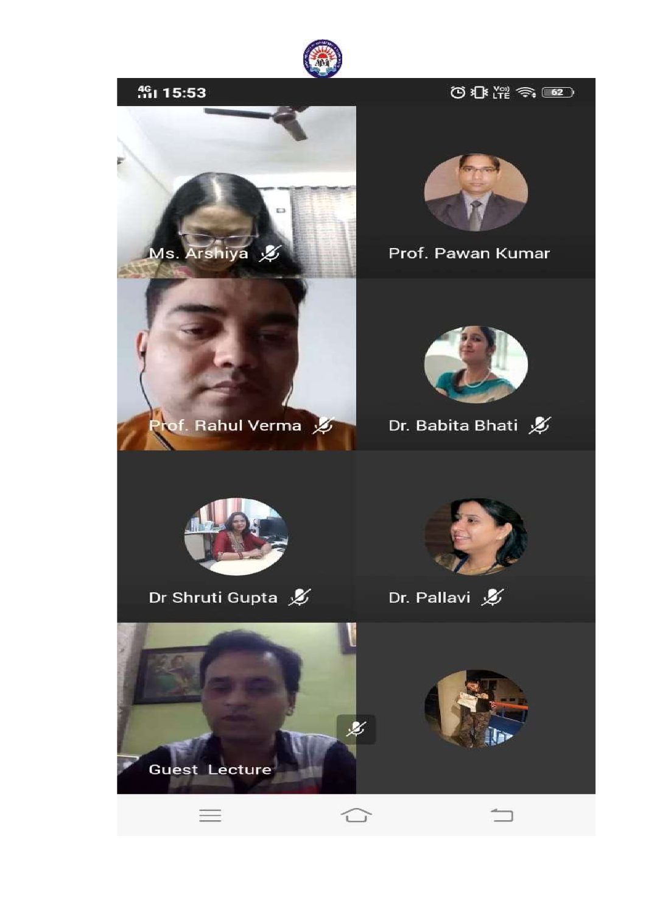Ms. Arshiya

Prof. Pawan Kumar

Prof. Rahul Verma

Dr. Babita Bhati

Dr Shruti Gupta

Dr. Pallavi

Guest Lecture